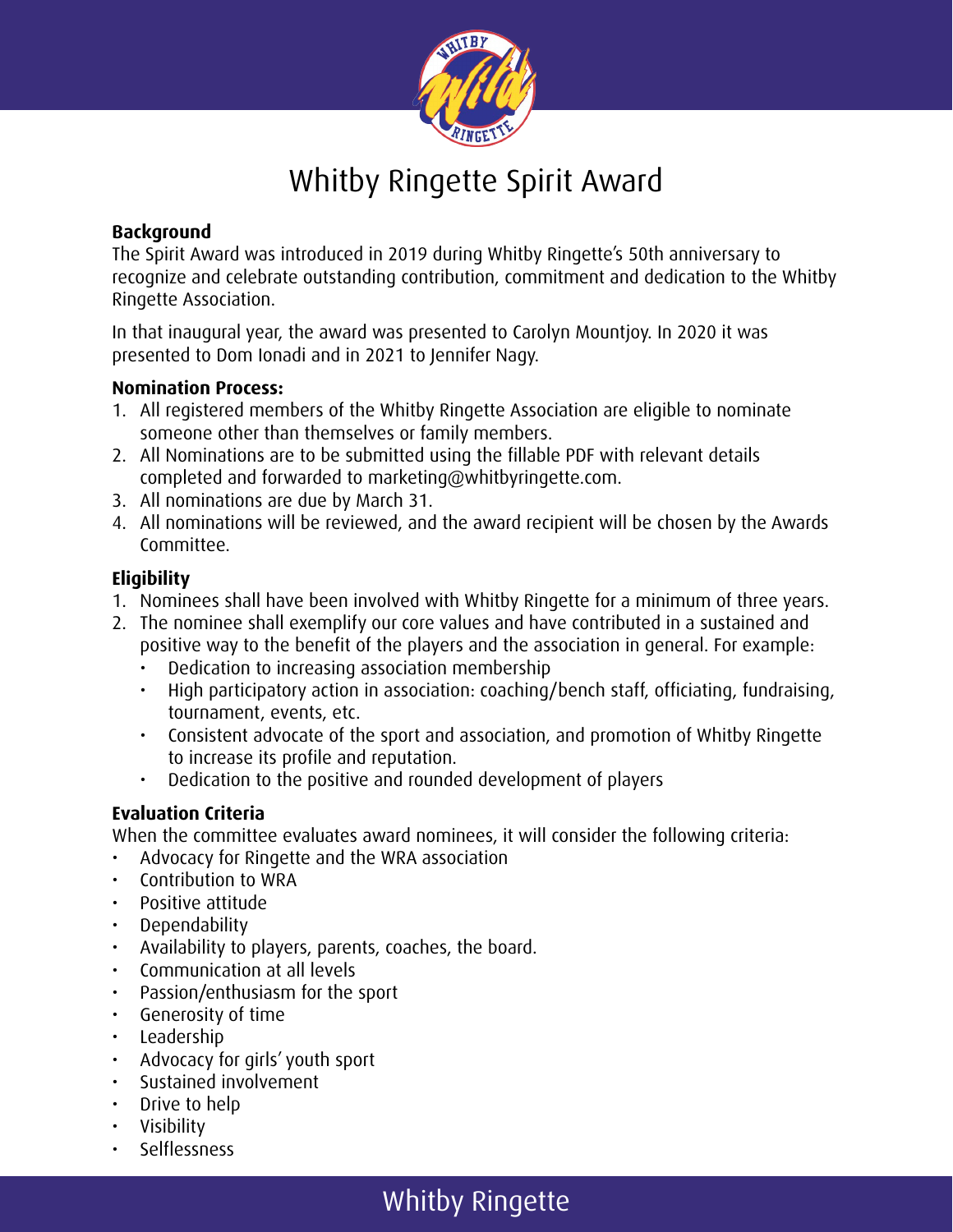# Whitby Ringette Spirit Award

**Background**

The Spirit Award was introduced in 2019 during Whitby Ringette's 50th anniversary to recognize and celebrate outstanding contribution, commitment and dedication to the Whitby Ringette Association.

In that inaugural year, the award was presented to Carolyn Mountjoy. In 2020 it was presented to Dom Ionadi and in 2021 to Jennifer Nagy.

**Nomination Process:**

1. All registered members of the Whitby Ringette Association are eligible to nominate someone other than themselves or family members.
2. All Nominations are to be submitted using the fillable PDF with relevant details completed and forwarded to marketing@whitbyringette.com.
3. All nominations are due by March 31.
4. All nominations will be reviewed, and the award recipient will be chosen by the Awards Committee.

**Eligibility**

1. Nominees shall have been involved with Whitby Ringette for a minimum of three years.
2. The nominee shall exemplify our core values and have contributed in a sustained and positive way to the benefit of the players and the association in general. For example:
   - Dedication to increasing association membership
   - High participatory action in association: coaching/bench staff, officiating, fundraising, tournament, events, etc.
   - Consistent advocate of the sport and association, and promotion of Whitby Ringette to increase its profile and reputation.
   - Dedication to the positive and rounded development of players

**Evaluation Criteria**

When the committee evaluates award nominees, it will consider the following criteria:

- Advocacy for Ringette and the WRA association
- Contribution to WRA
- Positive attitude
- Dependability
- Availability to players, parents, coaches, the board.
- Communication at all levels
- Passion/enthusiasm for the sport
- Generosity of time
- Leadership
- Advocacy for girls' youth sport
- Sustained involvement
- Drive to help
- Visibility
- Selflessness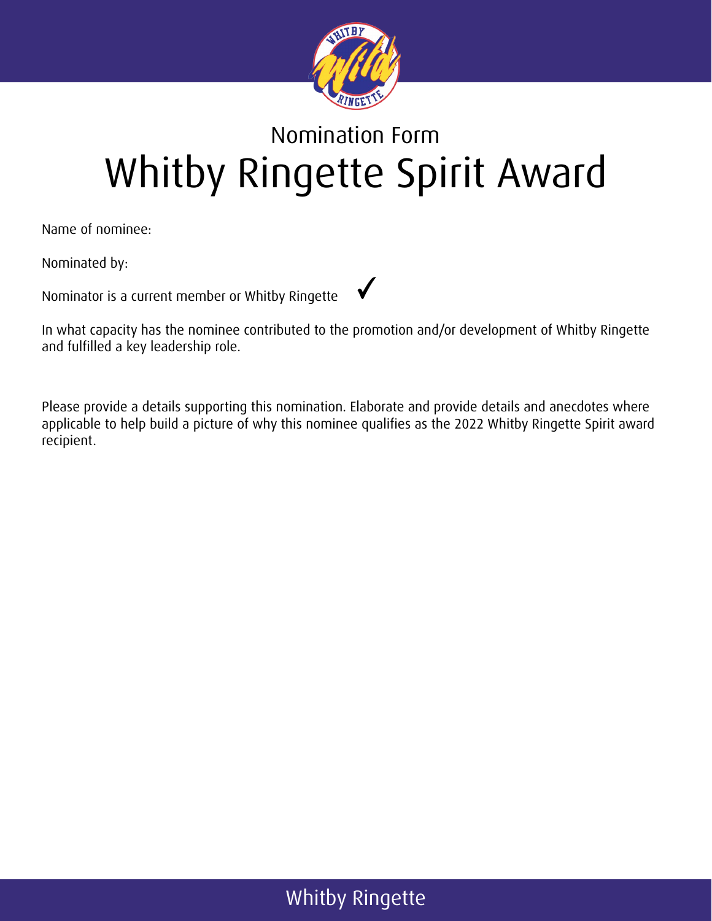Nomination Form

# Whitby Ringette Spirit Award

Name of nominee:

Nominated by:

Nominator is a current member or Whitby Ringette ✓

In what capacity has the nominee contributed to the promotion and/or development of Whitby Ringette and fulfilled a key leadership role.

Please provide a details supporting this nomination. Elaborate and provide details and anecdotes where applicable to help build a picture of why this nominee qualifies as the 2022 Whitby Ringette Spirit award recipient.